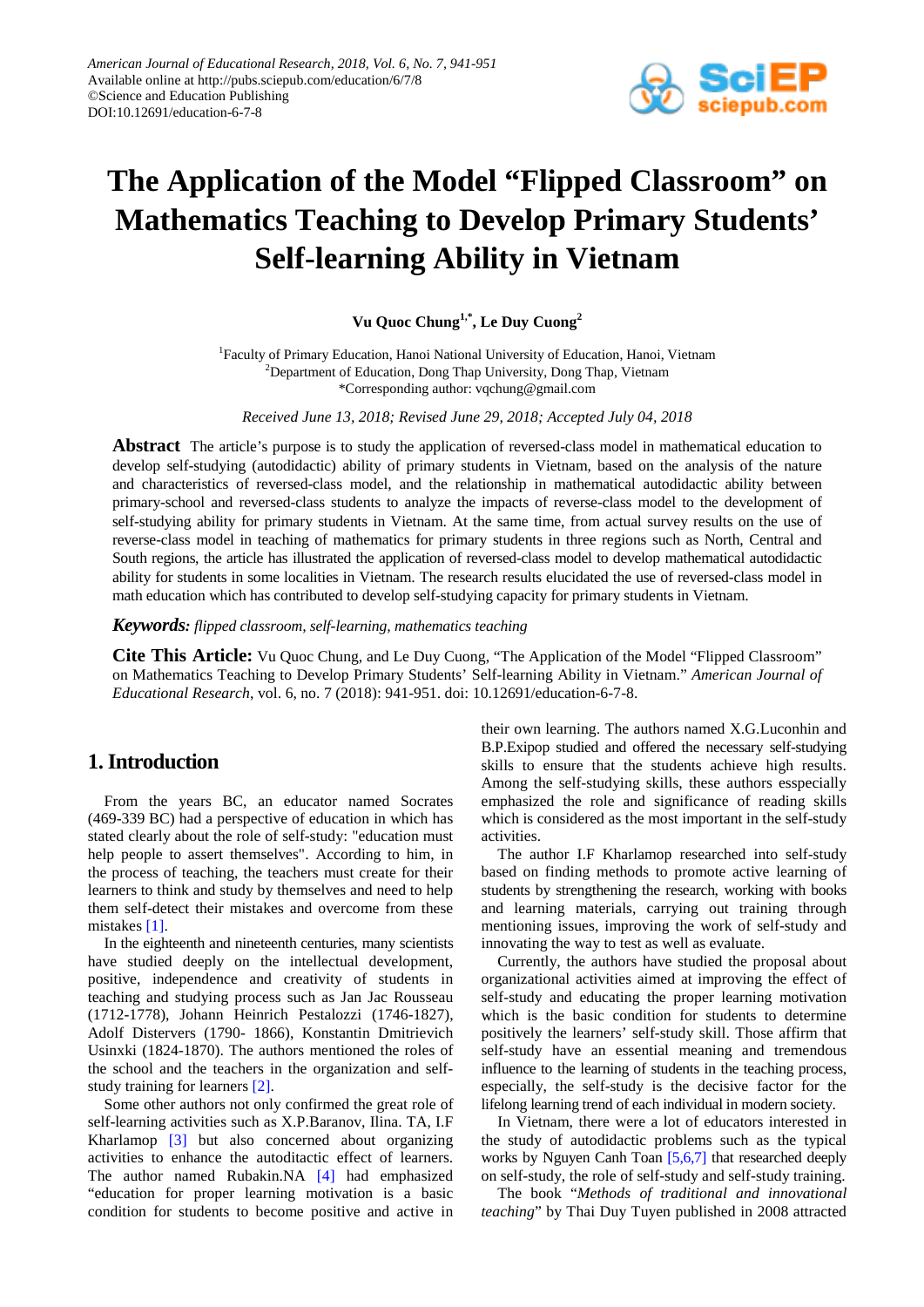American Journal of Educational Research, 2018, Vol. 6, No. 7, 941-951
Available online at http://pubs.sciepub.com/education/6/7/8
©Science and Education Publishing
DOI:10.12691/education-6-7-8

# The Application of the Model "Flipped Classroom" on Mathematics Teaching to Develop Primary Students' Self-learning Ability in Vietnam

**Vu Quoc Chung[1,*], Le Duy Cuong[2]**

[1]Faculty of Primary Education, Hanoi National University of Education, Hanoi, Vietnam
[2]Department of Education, Dong Thap University, Dong Thap, Vietnam
*Corresponding author: vqchung@gmail.com

*Received June 13, 2018; Revised June 29, 2018; Accepted July 04, 2018*

**Abstract** The article's purpose is to study the application of reversed-class model in mathematical education to develop self-studying (autodidactic) ability of primary students in Vietnam, based on the analysis of the nature and characteristics of reversed-class model, and the relationship in mathematical autodidactic ability between primary-school and reversed-class students to analyze the impacts of reverse-class model to the development of self-studying ability for primary students in Vietnam. At the same time, from actual survey results on the use of reverse-class model in teaching of mathematics for primary students in three regions such as North, Central and South regions, the article has illustrated the application of reversed-class model to develop mathematical autodidactic ability for students in some localities in Vietnam. The research results elucidated the use of reversed-class model in math education which has contributed to develop self-studying capacity for primary students in Vietnam.

***Keywords:*** *flipped classroom, self-learning, mathematics teaching*

**Cite This Article:** Vu Quoc Chung, and Le Duy Cuong, "The Application of the Model "Flipped Classroom" on Mathematics Teaching to Develop Primary Students' Self-learning Ability in Vietnam." *American Journal of Educational Research*, vol. 6, no. 7 (2018): 941-951. doi: 10.12691/education-6-7-8.

## 1. Introduction

From the years BC, an educator named Socrates (469-339 BC) had a perspective of education in which has stated clearly about the role of self-study: "education must help people to assert themselves". According to him, in the process of teaching, the teachers must create for their learners to think and study by themselves and need to help them self-detect their mistakes and overcome from these mistakes [1].

In the eighteenth and nineteenth centuries, many scientists have studied deeply on the intellectual development, positive, independence and creativity of students in teaching and studying process such as Jan Jac Rousseau (1712-1778), Johann Heinrich Pestalozzi (1746-1827), Adolf Distervers (1790- 1866), Konstantin Dmitrievich Usinxki (1824-1870). The authors mentioned the roles of the school and the teachers in the organization and self-study training for learners [2].

Some other authors not only confirmed the great role of self-learning activities such as X.P.Baranov, Ilina. TA, I.F Kharlamop [3] but also concerned about organizing activities to enhance the autoditactic effect of learners. The author named Rubakin.NA [4] had emphasized "education for proper learning motivation is a basic condition for students to become positive and active in their own learning. The authors named X.G.Luconhin and B.P.Exipop studied and offered the necessary self-studying skills to ensure that the students achieve high results. Among the self-studying skills, these authors esspecially emphasized the role and significance of reading skills which is considered as the most important in the self-study activities.

The author I.F Kharlamop researched into self-study based on finding methods to promote active learning of students by strengthening the research, working with books and learning materials, carrying out training through mentioning issues, improving the work of self-study and innovating the way to test as well as evaluate.

Currently, the authors have studied the proposal about organizational activities aimed at improving the effect of self-study and educating the proper learning motivation which is the basic condition for students to determine positively the learners' self-study skill. Those affirm that self-study have an essential meaning and tremendous influence to the learning of students in the teaching process, especially, the self-study is the decisive factor for the lifelong learning trend of each individual in modern society.

In Vietnam, there were a lot of educators interested in the study of autodidactic problems such as the typical works by Nguyen Canh Toan [5,6,7] that researched deeply on self-study, the role of self-study and self-study training.

The book "*Methods of traditional and innovational teaching*" by Thai Duy Tuyen published in 2008 attracted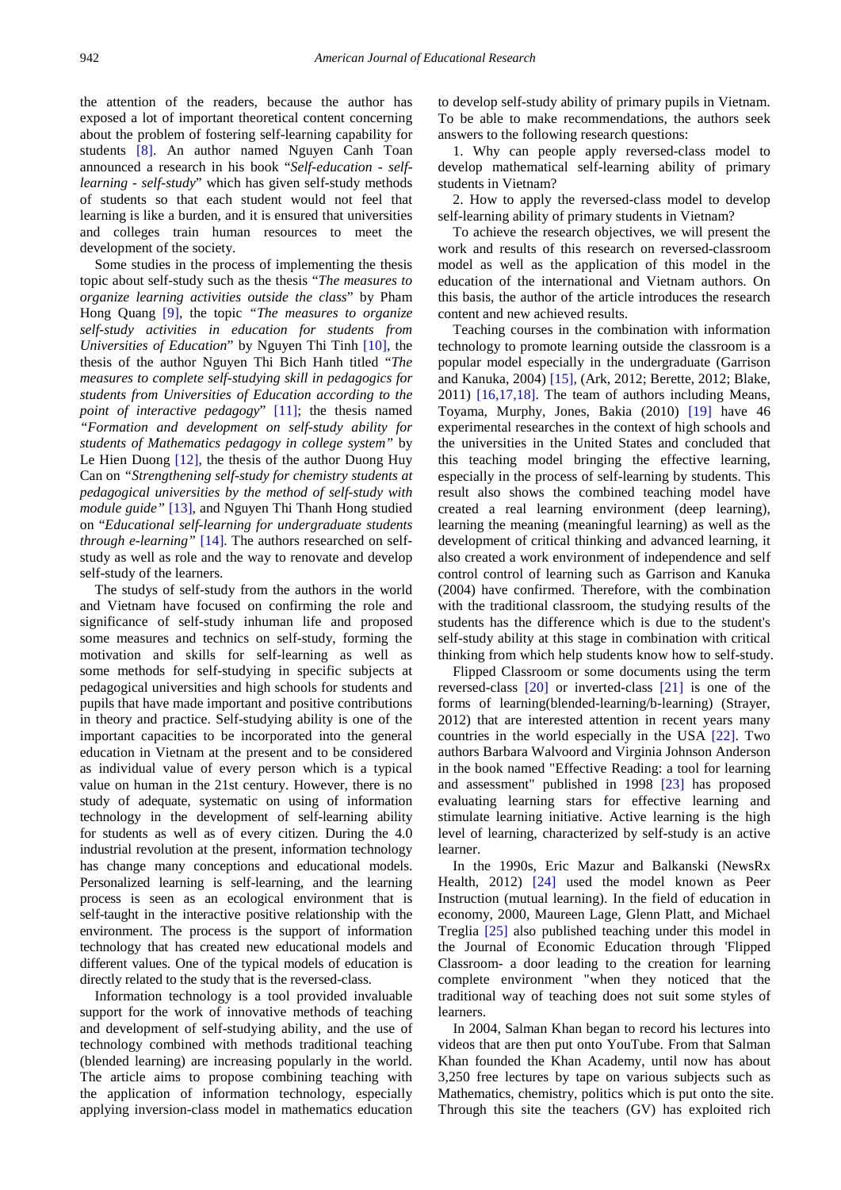the attention of the readers, because the author has exposed a lot of important theoretical content concerning about the problem of fostering self-learning capability for students [8]. An author named Nguyen Canh Toan announced a research in his book "*Self-education - self-learning - self-study*" which has given self-study methods of students so that each student would not feel that learning is like a burden, and it is ensured that universities and colleges train human resources to meet the development of the society.

Some studies in the process of implementing the thesis topic about self-study such as the thesis "*The measures to organize learning activities outside the class*" by Pham Hong Quang [9], the topic "*The measures to organize self-study activities in education for students from Universities of Education*" by Nguyen Thi Tinh [10], the thesis of the author Nguyen Thi Bich Hanh titled "*The measures to complete self-studying skill in pedagogics for students from Universities of Education according to the point of interactive pedagogy*" [11]; the thesis named "*Formation and development on self-study ability for students of Mathematics pedagogy in college system*" by Le Hien Duong [12], the thesis of the author Duong Huy Can on "*Strengthening self-study for chemistry students at pedagogical universities by the method of self-study with module guide*" [13], and Nguyen Thi Thanh Hong studied on "*Educational self-learning for undergraduate students through e-learning*" [14]. The authors researched on self-study as well as role and the way to renovate and develop self-study of the learners.

The studys of self-study from the authors in the world and Vietnam have focused on confirming the role and significance of self-study inhuman life and proposed some measures and technics on self-study, forming the motivation and skills for self-learning as well as some methods for self-studying in specific subjects at pedagogical universities and high schools for students and pupils that have made important and positive contributions in theory and practice. Self-studying ability is one of the important capacities to be incorporated into the general education in Vietnam at the present and to be considered as individual value of every person which is a typical value on human in the 21st century. However, there is no study of adequate, systematic on using of information technology in the development of self-learning ability for students as well as of every citizen. During the 4.0 industrial revolution at the present, information technology has change many conceptions and educational models. Personalized learning is self-learning, and the learning process is seen as an ecological environment that is self-taught in the interactive positive relationship with the environment. The process is the support of information technology that has created new educational models and different values. One of the typical models of education is directly related to the study that is the reversed-class.

Information technology is a tool provided invaluable support for the work of innovative methods of teaching and development of self-studying ability, and the use of technology combined with methods traditional teaching (blended learning) are increasing popularly in the world. The article aims to propose combining teaching with the application of information technology, especially applying inversion-class model in mathematics education to develop self-study ability of primary pupils in Vietnam. To be able to make recommendations, the authors seek answers to the following research questions:

1. Why can people apply reversed-class model to develop mathematical self-learning ability of primary students in Vietnam?

2. How to apply the reversed-class model to develop self-learning ability of primary students in Vietnam?

To achieve the research objectives, we will present the work and results of this research on reversed-classroom model as well as the application of this model in the education of the international and Vietnam authors. On this basis, the author of the article introduces the research content and new achieved results.

Teaching courses in the combination with information technology to promote learning outside the classroom is a popular model especially in the undergraduate (Garrison and Kanuka, 2004) [15], (Ark, 2012; Berette, 2012; Blake, 2011) [16,17,18]. The team of authors including Means, Toyama, Murphy, Jones, Bakia (2010) [19] have 46 experimental researches in the context of high schools and the universities in the United States and concluded that this teaching model bringing the effective learning, especially in the process of self-learning by students. This result also shows the combined teaching model have created a real learning environment (deep learning), learning the meaning (meaningful learning) as well as the development of critical thinking and advanced learning, it also created a work environment of independence and self control control of learning such as Garrison and Kanuka (2004) have confirmed. Therefore, with the combination with the traditional classroom, the studying results of the students has the difference which is due to the student's self-study ability at this stage in combination with critical thinking from which help students know how to self-study.

Flipped Classroom or some documents using the term reversed-class [20] or inverted-class [21] is one of the forms of learning(blended-learning/b-learning) (Strayer, 2012) that are interested attention in recent years many countries in the world especially in the USA [22]. Two authors Barbara Walvoord and Virginia Johnson Anderson in the book named "Effective Reading: a tool for learning and assessment" published in 1998 [23] has proposed evaluating learning stars for effective learning and stimulate learning initiative. Active learning is the high level of learning, characterized by self-study is an active learner.

In the 1990s, Eric Mazur and Balkanski (NewsRx Health, 2012) [24] used the model known as Peer Instruction (mutual learning). In the field of education in economy, 2000, Maureen Lage, Glenn Platt, and Michael Treglia [25] also published teaching under this model in the Journal of Economic Education through 'Flipped Classroom- a door leading to the creation for learning complete environment "when they noticed that the traditional way of teaching does not suit some styles of learners.

In 2004, Salman Khan began to record his lectures into videos that are then put onto YouTube. From that Salman Khan founded the Khan Academy, until now has about 3,250 free lectures by tape on various subjects such as Mathematics, chemistry, politics which is put onto the site. Through this site the teachers (GV) has exploited rich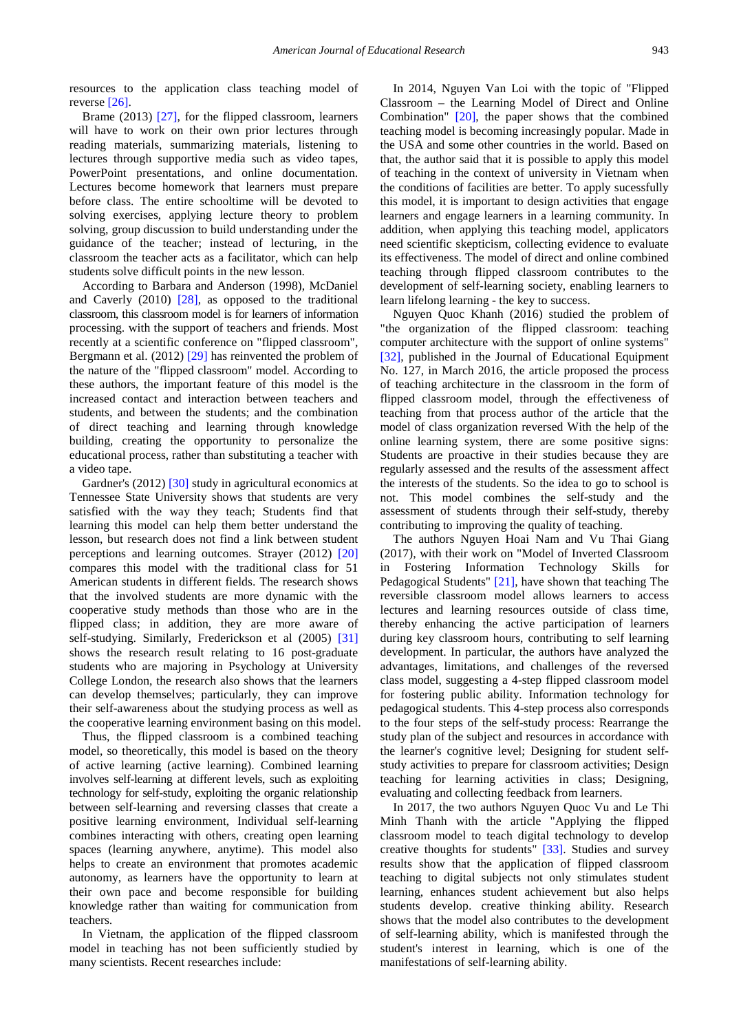resources to the application class teaching model of reverse [26].

Brame (2013) [27], for the flipped classroom, learners will have to work on their own prior lectures through reading materials, summarizing materials, listening to lectures through supportive media such as video tapes, PowerPoint presentations, and online documentation. Lectures become homework that learners must prepare before class. The entire schooltime will be devoted to solving exercises, applying lecture theory to problem solving, group discussion to build understanding under the guidance of the teacher; instead of lecturing, in the classroom the teacher acts as a facilitator, which can help students solve difficult points in the new lesson.

According to Barbara and Anderson (1998), McDaniel and Caverly (2010) [28], as opposed to the traditional classroom, this classroom model is for learners of information processing. with the support of teachers and friends. Most recently at a scientific conference on "flipped classroom", Bergmann et al. (2012) [29] has reinvented the problem of the nature of the "flipped classroom" model. According to these authors, the important feature of this model is the increased contact and interaction between teachers and students, and between the students; and the combination of direct teaching and learning through knowledge building, creating the opportunity to personalize the educational process, rather than substituting a teacher with a video tape.

Gardner's (2012) [30] study in agricultural economics at Tennessee State University shows that students are very satisfied with the way they teach; Students find that learning this model can help them better understand the lesson, but research does not find a link between student perceptions and learning outcomes. Strayer (2012) [20] compares this model with the traditional class for 51 American students in different fields. The research shows that the involved students are more dynamic with the cooperative study methods than those who are in the flipped class; in addition, they are more aware of self-studying. Similarly, Frederickson et al (2005) [31] shows the research result relating to 16 post-graduate students who are majoring in Psychology at University College London, the research also shows that the learners can develop themselves; particularly, they can improve their self-awareness about the studying process as well as the cooperative learning environment basing on this model.

Thus, the flipped classroom is a combined teaching model, so theoretically, this model is based on the theory of active learning (active learning). Combined learning involves self-learning at different levels, such as exploiting technology for self-study, exploiting the organic relationship between self-learning and reversing classes that create a positive learning environment, Individual self-learning combines interacting with others, creating open learning spaces (learning anywhere, anytime). This model also helps to create an environment that promotes academic autonomy, as learners have the opportunity to learn at their own pace and become responsible for building knowledge rather than waiting for communication from teachers.

In Vietnam, the application of the flipped classroom model in teaching has not been sufficiently studied by many scientists. Recent researches include:

In 2014, Nguyen Van Loi with the topic of "Flipped Classroom – the Learning Model of Direct and Online Combination" [20], the paper shows that the combined teaching model is becoming increasingly popular. Made in the USA and some other countries in the world. Based on that, the author said that it is possible to apply this model of teaching in the context of university in Vietnam when the conditions of facilities are better. To apply sucessfully this model, it is important to design activities that engage learners and engage learners in a learning community. In addition, when applying this teaching model, applicators need scientific skepticism, collecting evidence to evaluate its effectiveness. The model of direct and online combined teaching through flipped classroom contributes to the development of self-learning society, enabling learners to learn lifelong learning - the key to success.

Nguyen Quoc Khanh (2016) studied the problem of "the organization of the flipped classroom: teaching computer architecture with the support of online systems" [32], published in the Journal of Educational Equipment No. 127, in March 2016, the article proposed the process of teaching architecture in the classroom in the form of flipped classroom model, through the effectiveness of teaching from that process author of the article that the model of class organization reversed With the help of the online learning system, there are some positive signs: Students are proactive in their studies because they are regularly assessed and the results of the assessment affect the interests of the students. So the idea to go to school is not. This model combines the self-study and the assessment of students through their self-study, thereby contributing to improving the quality of teaching.

The authors Nguyen Hoai Nam and Vu Thai Giang (2017), with their work on "Model of Inverted Classroom in Fostering Information Technology Skills for Pedagogical Students" [21], have shown that teaching The reversible classroom model allows learners to access lectures and learning resources outside of class time, thereby enhancing the active participation of learners during key classroom hours, contributing to self learning development. In particular, the authors have analyzed the advantages, limitations, and challenges of the reversed class model, suggesting a 4-step flipped classroom model for fostering public ability. Information technology for pedagogical students. This 4-step process also corresponds to the four steps of the self-study process: Rearrange the study plan of the subject and resources in accordance with the learner's cognitive level; Designing for student self-study activities to prepare for classroom activities; Design teaching for learning activities in class; Designing, evaluating and collecting feedback from learners.

In 2017, the two authors Nguyen Quoc Vu and Le Thi Minh Thanh with the article "Applying the flipped classroom model to teach digital technology to develop creative thoughts for students" [33]. Studies and survey results show that the application of flipped classroom teaching to digital subjects not only stimulates student learning, enhances student achievement but also helps students develop. creative thinking ability. Research shows that the model also contributes to the development of self-learning ability, which is manifested through the student's interest in learning, which is one of the manifestations of self-learning ability.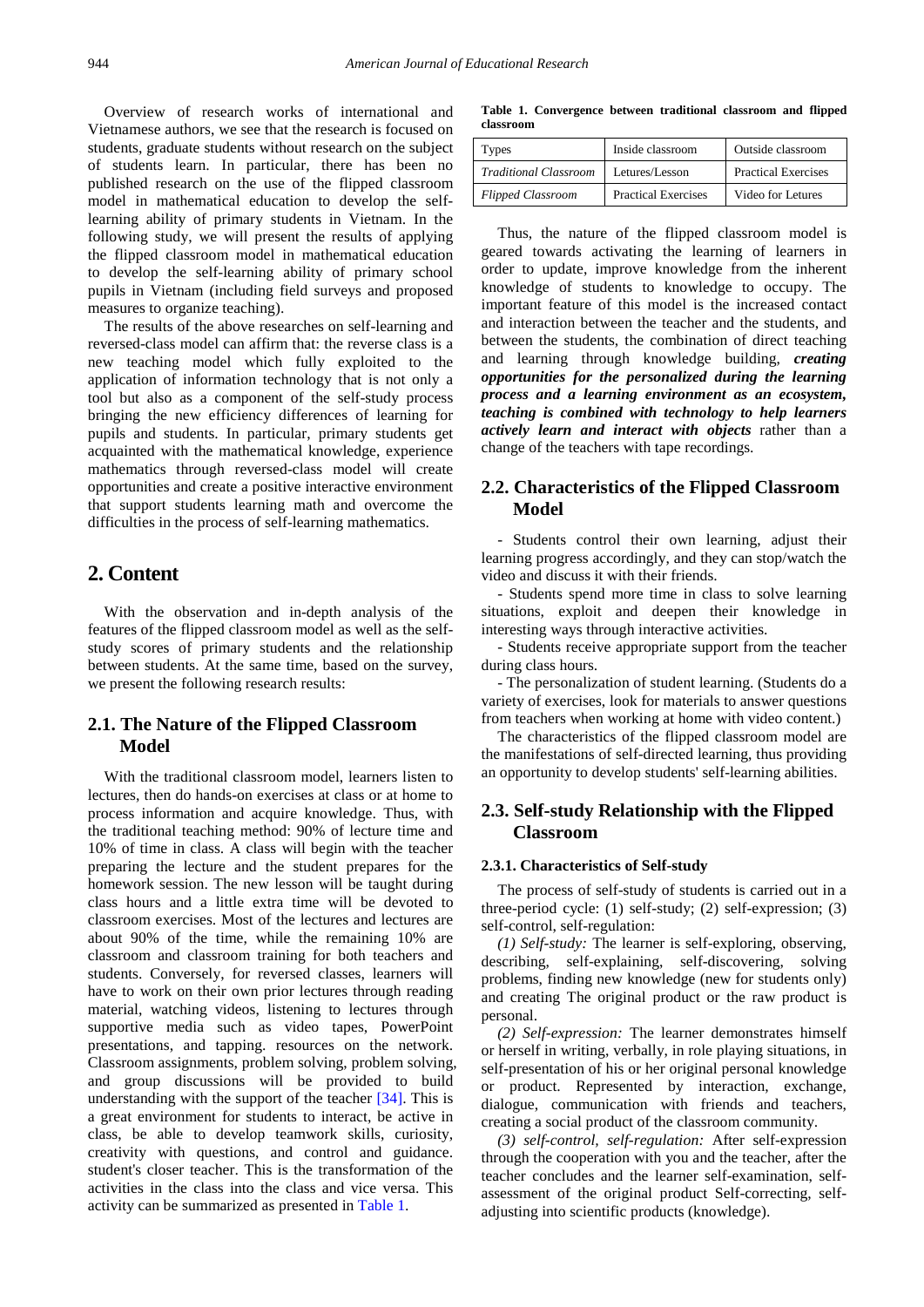Overview of research works of international and Vietnamese authors, we see that the research is focused on students, graduate students without research on the subject of students learn. In particular, there has been no published research on the use of the flipped classroom model in mathematical education to develop the self-learning ability of primary students in Vietnam. In the following study, we will present the results of applying the flipped classroom model in mathematical education to develop the self-learning ability of primary school pupils in Vietnam (including field surveys and proposed measures to organize teaching).

The results of the above researches on self-learning and reversed-class model can affirm that: the reverse class is a new teaching model which fully exploited to the application of information technology that is not only a tool but also as a component of the self-study process bringing the new efficiency differences of learning for pupils and students. In particular, primary students get acquainted with the mathematical knowledge, experience mathematics through reversed-class model will create opportunities and create a positive interactive environment that support students learning math and overcome the difficulties in the process of self-learning mathematics.

## 2. Content

With the observation and in-depth analysis of the features of the flipped classroom model as well as the self-study scores of primary students and the relationship between students. At the same time, based on the survey, we present the following research results:

### 2.1. The Nature of the Flipped Classroom Model

With the traditional classroom model, learners listen to lectures, then do hands-on exercises at class or at home to process information and acquire knowledge. Thus, with the traditional teaching method: 90% of lecture time and 10% of time in class. A class will begin with the teacher preparing the lecture and the student prepares for the homework session. The new lesson will be taught during class hours and a little extra time will be devoted to classroom exercises. Most of the lectures and lectures are about 90% of the time, while the remaining 10% are classroom and classroom training for both teachers and students. Conversely, for reversed classes, learners will have to work on their own prior lectures through reading material, watching videos, listening to lectures through supportive media such as video tapes, PowerPoint presentations, and tapping. resources on the network. Classroom assignments, problem solving, problem solving, and group discussions will be provided to build understanding with the support of the teacher [34]. This is a great environment for students to interact, be active in class, be able to develop teamwork skills, curiosity, creativity with questions, and control and guidance. student's closer teacher. This is the transformation of the activities in the class into the class and vice versa. This activity can be summarized as presented in Table 1.

**Table 1. Convergence between traditional classroom and flipped classroom**

| Types | Inside classroom | Outside classroom |
|---|---|---|
| *Traditional Classroom* | Letures/Lesson | Practical Exercises |
| *Flipped Classroom* | Practical Exercises | Video for Letures |

Thus, the nature of the flipped classroom model is geared towards activating the learning of learners in order to update, improve knowledge from the inherent knowledge of students to knowledge to occupy. The important feature of this model is the increased contact and interaction between the teacher and the students, and between the students, the combination of direct teaching and learning through knowledge building, ***creating opportunities for the personalized during the learning process and a learning environment as an ecosystem, teaching is combined with technology to help learners actively learn and interact with objects*** rather than a change of the teachers with tape recordings.

### 2.2. Characteristics of the Flipped Classroom Model

- Students control their own learning, adjust their learning progress accordingly, and they can stop/watch the video and discuss it with their friends.
- Students spend more time in class to solve learning situations, exploit and deepen their knowledge in interesting ways through interactive activities.
- Students receive appropriate support from the teacher during class hours.
- The personalization of student learning. (Students do a variety of exercises, look for materials to answer questions from teachers when working at home with video content.)

The characteristics of the flipped classroom model are the manifestations of self-directed learning, thus providing an opportunity to develop students' self-learning abilities.

### 2.3. Self-study Relationship with the Flipped Classroom

#### 2.3.1. Characteristics of Self-study

The process of self-study of students is carried out in a three-period cycle: (1) self-study; (2) self-expression; (3) self-control, self-regulation:

*(1) Self-study:* The learner is self-exploring, observing, describing, self-explaining, self-discovering, solving problems, finding new knowledge (new for students only) and creating The original product or the raw product is personal.

*(2) Self-expression:* The learner demonstrates himself or herself in writing, verbally, in role playing situations, in self-presentation of his or her original personal knowledge or product. Represented by interaction, exchange, dialogue, communication with friends and teachers, creating a social product of the classroom community.

*(3) self-control, self-regulation:* After self-expression through the cooperation with you and the teacher, after the teacher concludes and the learner self-examination, self-assessment of the original product Self-correcting, self-adjusting into scientific products (knowledge).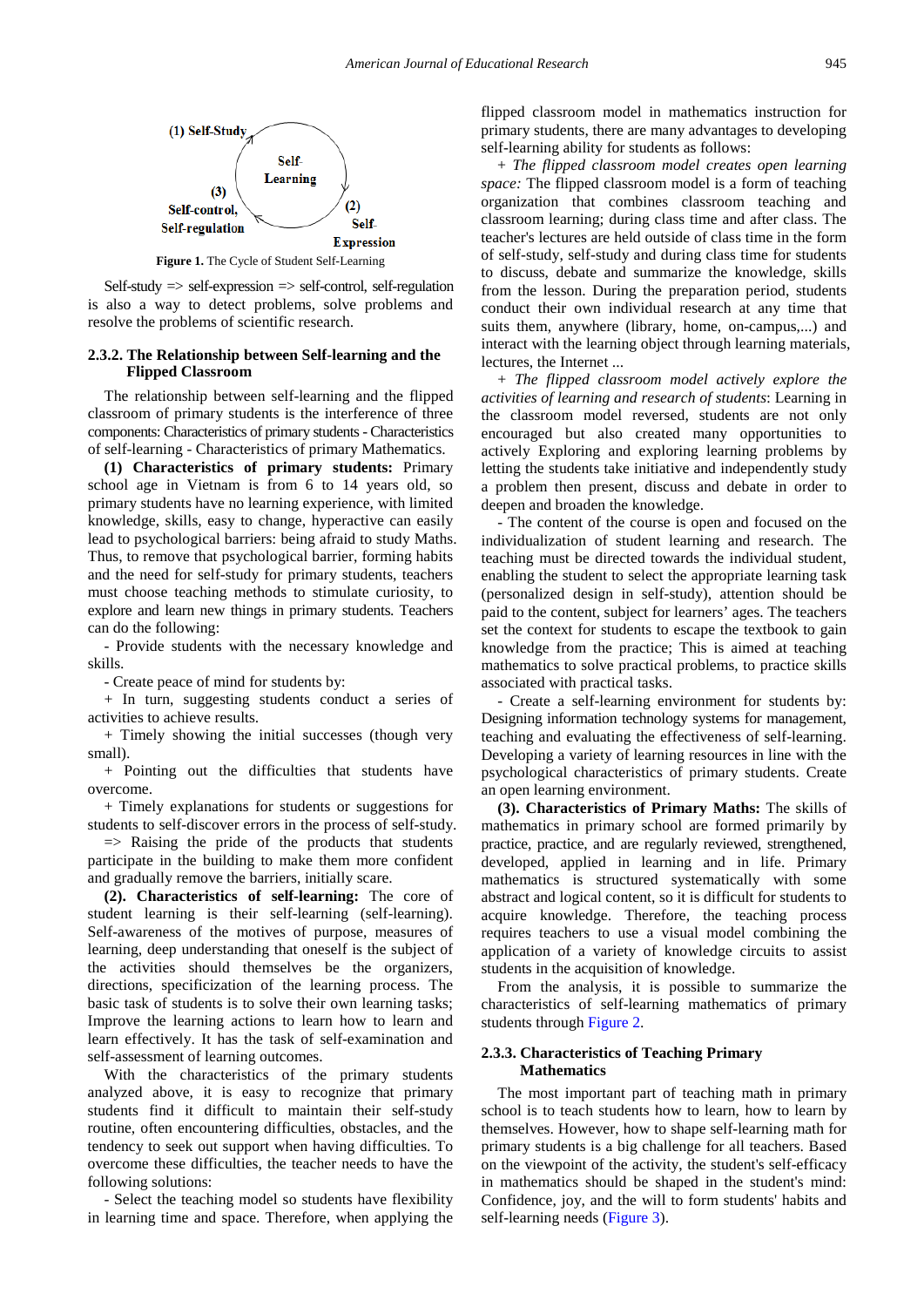(1) Self-Study

Self-Learning

(2) Self-Expression

(3) Self-control, Self-regulation

**Figure 1.** The Cycle of Student Self-Learning

Self-study => self-expression => self-control, self-regulation is also a way to detect problems, solve problems and resolve the problems of scientific research.

### 2.3.2. The Relationship between Self-learning and the Flipped Classroom

The relationship between self-learning and the flipped classroom of primary students is the interference of three components: Characteristics of primary students - Characteristics of self-learning - Characteristics of primary Mathematics.

**(1) Characteristics of primary students:** Primary school age in Vietnam is from 6 to 14 years old, so primary students have no learning experience, with limited knowledge, skills, easy to change, hyperactive can easily lead to psychological barriers: being afraid to study Maths. Thus, to remove that psychological barrier, forming habits and the need for self-study for primary students, teachers must choose teaching methods to stimulate curiosity, to explore and learn new things in primary students. Teachers can do the following:

- Provide students with the necessary knowledge and skills.

- Create peace of mind for students by:

+ In turn, suggesting students conduct a series of activities to achieve results.

+ Timely showing the initial successes (though very small).

+ Pointing out the difficulties that students have overcome.

+ Timely explanations for students or suggestions for students to self-discover errors in the process of self-study.

=> Raising the pride of the products that students participate in the building to make them more confident and gradually remove the barriers, initially scare.

**(2). Characteristics of self-learning:** The core of student learning is their self-learning (self-learning). Self-awareness of the motives of purpose, measures of learning, deep understanding that oneself is the subject of the activities should themselves be the organizers, directions, specificization of the learning process. The basic task of students is to solve their own learning tasks; Improve the learning actions to learn how to learn and learn effectively. It has the task of self-examination and self-assessment of learning outcomes.

With the characteristics of the primary students analyzed above, it is easy to recognize that primary students find it difficult to maintain their self-study routine, often encountering difficulties, obstacles, and the tendency to seek out support when having difficulties. To overcome these difficulties, the teacher needs to have the following solutions:

- Select the teaching model so students have flexibility in learning time and space. Therefore, when applying the flipped classroom model in mathematics instruction for primary students, there are many advantages to developing self-learning ability for students as follows:

+ *The flipped classroom model creates open learning space:* The flipped classroom model is a form of teaching organization that combines classroom teaching and classroom learning; during class time and after class. The teacher's lectures are held outside of class time in the form of self-study, self-study and during class time for students to discuss, debate and summarize the knowledge, skills from the lesson. During the preparation period, students conduct their own individual research at any time that suits them, anywhere (library, home, on-campus,...) and interact with the learning object through learning materials, lectures, the Internet ...

+ *The flipped classroom model actively explore the activities of learning and research of students*: Learning in the classroom model reversed, students are not only encouraged but also created many opportunities to actively Exploring and exploring learning problems by letting the students take initiative and independently study a problem then present, discuss and debate in order to deepen and broaden the knowledge.

- The content of the course is open and focused on the individualization of student learning and research. The teaching must be directed towards the individual student, enabling the student to select the appropriate learning task (personalized design in self-study), attention should be paid to the content, subject for learners' ages. The teachers set the context for students to escape the textbook to gain knowledge from the practice; This is aimed at teaching mathematics to solve practical problems, to practice skills associated with practical tasks.

- Create a self-learning environment for students by: Designing information technology systems for management, teaching and evaluating the effectiveness of self-learning. Developing a variety of learning resources in line with the psychological characteristics of primary students. Create an open learning environment.

**(3). Characteristics of Primary Maths:** The skills of mathematics in primary school are formed primarily by practice, practice, and are regularly reviewed, strengthened, developed, applied in learning and in life. Primary mathematics is structured systematically with some abstract and logical content, so it is difficult for students to acquire knowledge. Therefore, the teaching process requires teachers to use a visual model combining the application of a variety of knowledge circuits to assist students in the acquisition of knowledge.

From the analysis, it is possible to summarize the characteristics of self-learning mathematics of primary students through Figure 2.

### 2.3.3. Characteristics of Teaching Primary Mathematics

The most important part of teaching math in primary school is to teach students how to learn, how to learn by themselves. However, how to shape self-learning math for primary students is a big challenge for all teachers. Based on the viewpoint of the activity, the student's self-efficacy in mathematics should be shaped in the student's mind: Confidence, joy, and the will to form students' habits and self-learning needs (Figure 3).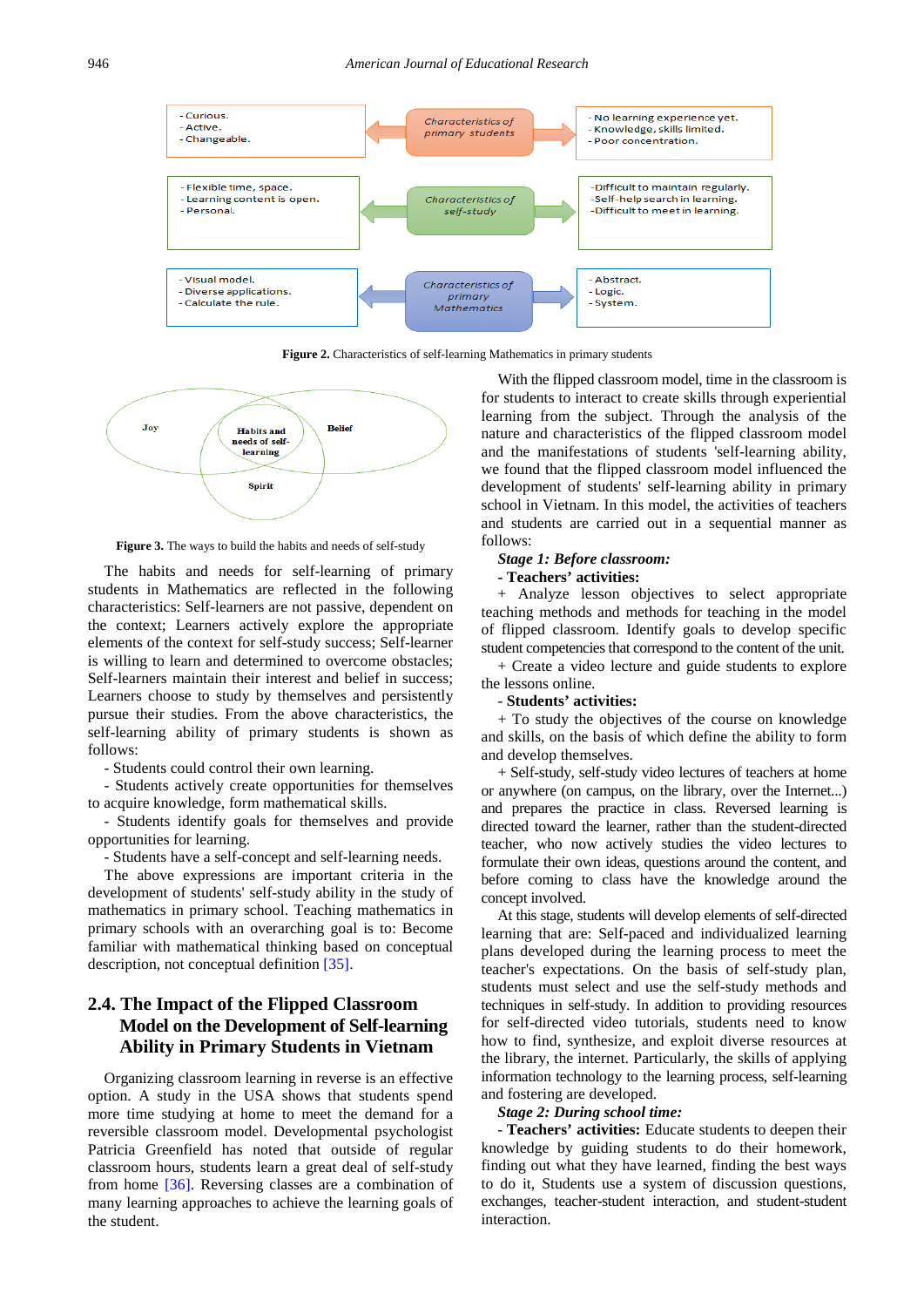- Curious.
- Active.
- Changeable.

*Characteristics of primary students*

- No learning experience yet.
- Knowledge, skills limited.
- Poor concentration.

- Flexible time, space.
- Learning content is open.
- Personal.

*Characteristics of self-study*

-Difficult to maintain regularly.
-Self-help search in learning.
-Difficult to meet in learning.

- Visual model.
- Diverse applications.
- Calculate the rule.

*Characteristics of primary Mathematics*

- Abstract.
- Logic.
- System.

**Figure 2.** Characteristics of self-learning Mathematics in primary students

Joy

Habits and needs of self-learning

Belief

Spirit

**Figure 3.** The ways to build the habits and needs of self-study

The habits and needs for self-learning of primary students in Mathematics are reflected in the following characteristics: Self-learners are not passive, dependent on the context; Learners actively explore the appropriate elements of the context for self-study success; Self-learner is willing to learn and determined to overcome obstacles; Self-learners maintain their interest and belief in success; Learners choose to study by themselves and persistently pursue their studies. From the above characteristics, the self-learning ability of primary students is shown as follows:

- Students could control their own learning.
- Students actively create opportunities for themselves to acquire knowledge, form mathematical skills.
- Students identify goals for themselves and provide opportunities for learning.
- Students have a self-concept and self-learning needs.

The above expressions are important criteria in the development of students' self-study ability in the study of mathematics in primary school. Teaching mathematics in primary schools with an overarching goal is to: Become familiar with mathematical thinking based on conceptual description, not conceptual definition [35].

## 2.4. The Impact of the Flipped Classroom Model on the Development of Self-learning Ability in Primary Students in Vietnam

Organizing classroom learning in reverse is an effective option. A study in the USA shows that students spend more time studying at home to meet the demand for a reversible classroom model. Developmental psychologist Patricia Greenfield has noted that outside of regular classroom hours, students learn a great deal of self-study from home [36]. Reversing classes are a combination of many learning approaches to achieve the learning goals of the student.

With the flipped classroom model, time in the classroom is for students to interact to create skills through experiential learning from the subject. Through the analysis of the nature and characteristics of the flipped classroom model and the manifestations of students 'self-learning ability, we found that the flipped classroom model influenced the development of students' self-learning ability in primary school in Vietnam. In this model, the activities of teachers and students are carried out in a sequential manner as follows:

***Stage 1: Before classroom:***

**- Teachers' activities:**

+ Analyze lesson objectives to select appropriate teaching methods and methods for teaching in the model of flipped classroom. Identify goals to develop specific student competencies that correspond to the content of the unit.

+ Create a video lecture and guide students to explore the lessons online.

**- Students' activities:**

+ To study the objectives of the course on knowledge and skills, on the basis of which define the ability to form and develop themselves.

+ Self-study, self-study video lectures of teachers at home or anywhere (on campus, on the library, over the Internet...) and prepares the practice in class. Reversed learning is directed toward the learner, rather than the student-directed teacher, who now actively studies the video lectures to formulate their own ideas, questions around the content, and before coming to class have the knowledge around the concept involved.

At this stage, students will develop elements of self-directed learning that are: Self-paced and individualized learning plans developed during the learning process to meet the teacher's expectations. On the basis of self-study plan, students must select and use the self-study methods and techniques in self-study. In addition to providing resources for self-directed video tutorials, students need to know how to find, synthesize, and exploit diverse resources at the library, the internet. Particularly, the skills of applying information technology to the learning process, self-learning and fostering are developed.

***Stage 2: During school time:***

**- Teachers' activities:** Educate students to deepen their knowledge by guiding students to do their homework, finding out what they have learned, finding the best ways to do it, Students use a system of discussion questions, exchanges, teacher-student interaction, and student-student interaction.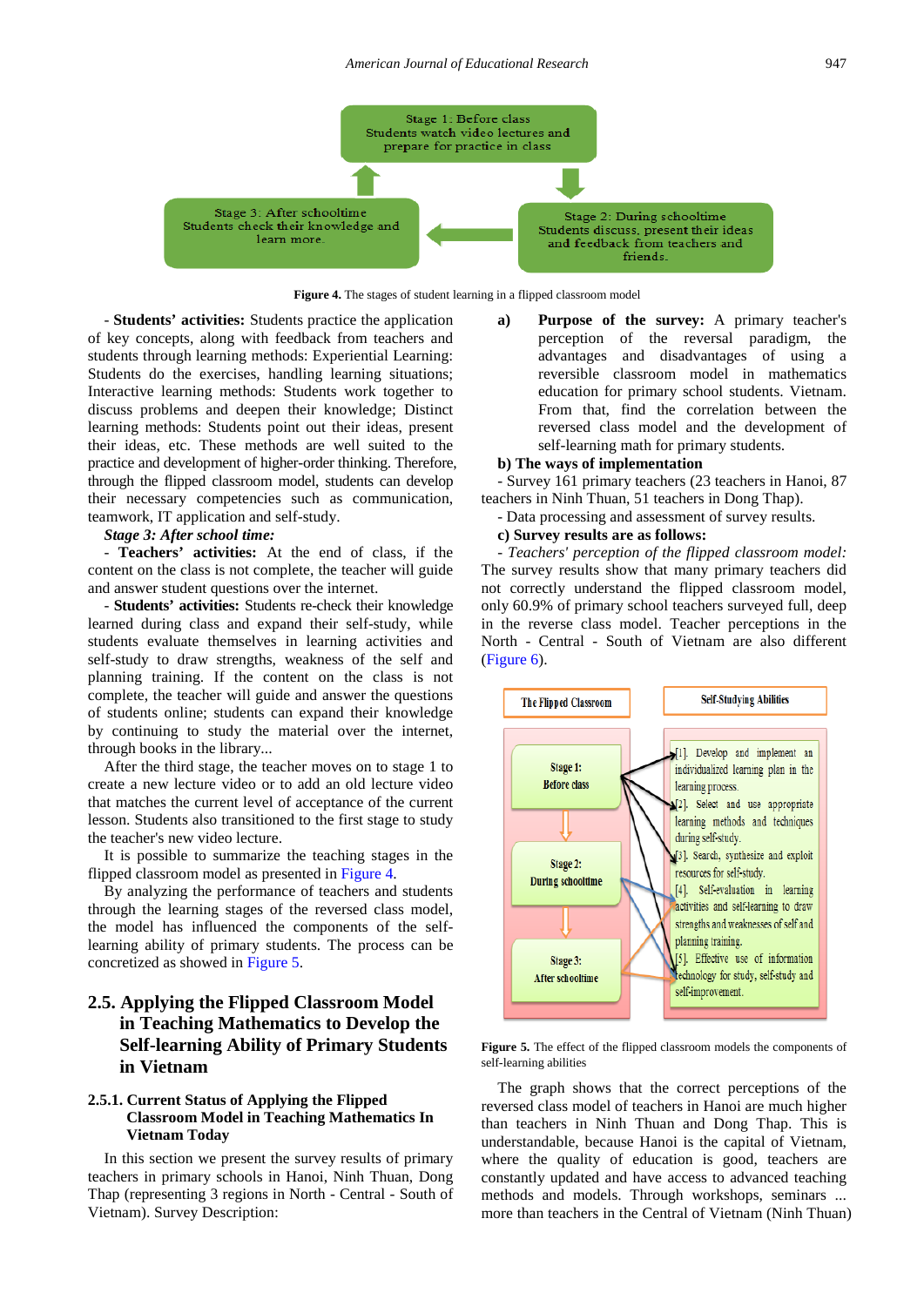Stage 1: Before class
Students watch video lectures and prepare for practice in class

Stage 2: During schooltime
Students discuss, present their ideas and feedback from teachers and friends.

Stage 3: After schooltime
Students check their knowledge and learn more.

**Figure 4.** The stages of student learning in a flipped classroom model

- **Students' activities:** Students practice the application of key concepts, along with feedback from teachers and students through learning methods: Experiential Learning: Students do the exercises, handling learning situations; Interactive learning methods: Students work together to discuss problems and deepen their knowledge; Distinct learning methods: Students point out their ideas, present their ideas, etc. These methods are well suited to the practice and development of higher-order thinking. Therefore, through the flipped classroom model, students can develop their necessary competencies such as communication, teamwork, IT application and self-study.

***Stage 3: After school time:***

- **Teachers' activities:** At the end of class, if the content on the class is not complete, the teacher will guide and answer student questions over the internet.

- **Students' activities:** Students re-check their knowledge learned during class and expand their self-study, while students evaluate themselves in learning activities and self-study to draw strengths, weakness of the self and planning training. If the content on the class is not complete, the teacher will guide and answer the questions of students online; students can expand their knowledge by continuing to study the material over the internet, through books in the library...

After the third stage, the teacher moves on to stage 1 to create a new lecture video or to add an old lecture video that matches the current level of acceptance of the current lesson. Students also transitioned to the first stage to study the teacher's new video lecture.

It is possible to summarize the teaching stages in the flipped classroom model as presented in Figure 4.

By analyzing the performance of teachers and students through the learning stages of the reversed class model, the model has influenced the components of the self-learning ability of primary students. The process can be concretized as showed in Figure 5.

## 2.5. Applying the Flipped Classroom Model in Teaching Mathematics to Develop the Self-learning Ability of Primary Students in Vietnam

### 2.5.1. Current Status of Applying the Flipped Classroom Model in Teaching Mathematics In Vietnam Today

In this section we present the survey results of primary teachers in primary schools in Hanoi, Ninh Thuan, Dong Thap (representing 3 regions in North - Central - South of Vietnam). Survey Description:

**a) Purpose of the survey:** A primary teacher's perception of the reversal paradigm, the advantages and disadvantages of using a reversible classroom model in mathematics education for primary school students. Vietnam. From that, find the correlation between the reversed class model and the development of self-learning math for primary students.

**b) The ways of implementation**

- Survey 161 primary teachers (23 teachers in Hanoi, 87 teachers in Ninh Thuan, 51 teachers in Dong Thap).

- Data processing and assessment of survey results.

**c) Survey results are as follows:**

- *Teachers' perception of the flipped classroom model:* The survey results show that many primary teachers did not correctly understand the flipped classroom model, only 60.9% of primary school teachers surveyed full, deep in the reverse class model. Teacher perceptions in the North - Central - South of Vietnam are also different (Figure 6).

The Flipped Classroom | Self-Studying Abilities

Stage 1: Before class
Stage 2: During schooltime
Stage 3: After schooltime

[1]. Develop and implement an individualized learning plan in the learning process.
[2]. Select and use appropriate learning methods and techniques during self-study.
[3]. Search, synthesize and exploit resources for self-study.
[4]. Self-evaluation in learning activities and self-learning to draw strengths and weaknesses of self and planning training.
[5]. Effective use of information technology for study, self-study and self-improvement.

**Figure 5.** The effect of the flipped classroom models the components of self-learning abilities

The graph shows that the correct perceptions of the reversed class model of teachers in Hanoi are much higher than teachers in Ninh Thuan and Dong Thap. This is understandable, because Hanoi is the capital of Vietnam, where the quality of education is good, teachers are constantly updated and have access to advanced teaching methods and models. Through workshops, seminars ... more than teachers in the Central of Vietnam (Ninh Thuan)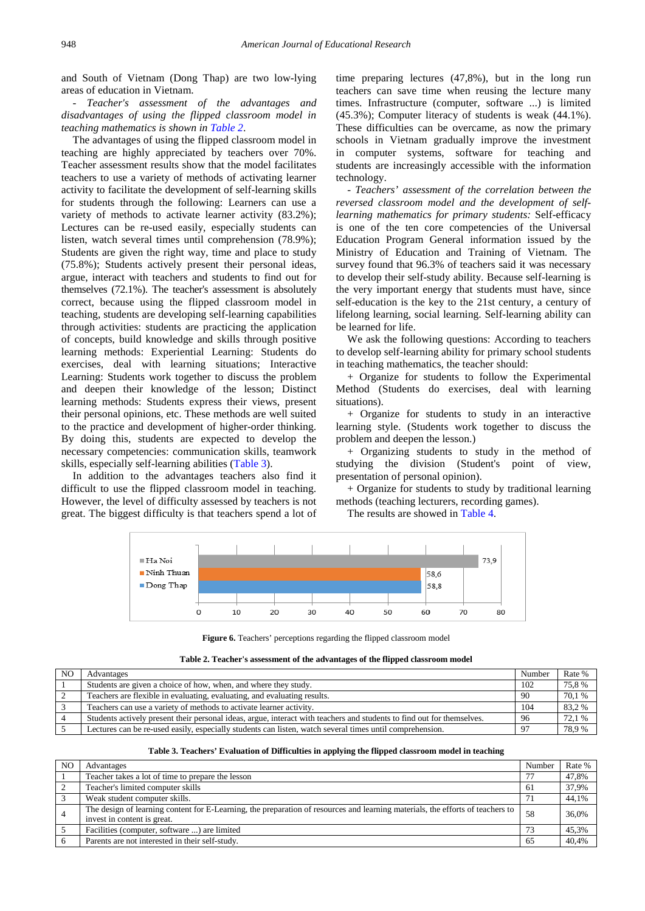and South of Vietnam (Dong Thap) are two low-lying areas of education in Vietnam.

- *Teacher's assessment of the advantages and disadvantages of using the flipped classroom model in teaching mathematics is shown in Table 2.*

The advantages of using the flipped classroom model in teaching are highly appreciated by teachers over 70%. Teacher assessment results show that the model facilitates teachers to use a variety of methods of activating learner activity to facilitate the development of self-learning skills for students through the following: Learners can use a variety of methods to activate learner activity (83.2%); Lectures can be re-used easily, especially students can listen, watch several times until comprehension (78.9%); Students are given the right way, time and place to study (75.8%); Students actively present their personal ideas, argue, interact with teachers and students to find out for themselves (72.1%). The teacher's assessment is absolutely correct, because using the flipped classroom model in teaching, students are developing self-learning capabilities through activities: students are practicing the application of concepts, build knowledge and skills through positive learning methods: Experiential Learning: Students do exercises, deal with learning situations; Interactive Learning: Students work together to discuss the problem and deepen their knowledge of the lesson; Distinct learning methods: Students express their views, present their personal opinions, etc. These methods are well suited to the practice and development of higher-order thinking. By doing this, students are expected to develop the necessary competencies: communication skills, teamwork skills, especially self-learning abilities (Table 3).

In addition to the advantages teachers also find it difficult to use the flipped classroom model in teaching. However, the level of difficulty assessed by teachers is not great. The biggest difficulty is that teachers spend a lot of time preparing lectures (47,8%), but in the long run teachers can save time when reusing the lecture many times. Infrastructure (computer, software ...) is limited (45.3%); Computer literacy of students is weak (44.1%). These difficulties can be overcame, as now the primary schools in Vietnam gradually improve the investment in computer systems, software for teaching and students are increasingly accessible with the information technology.

- *Teachers' assessment of the correlation between the reversed classroom model and the development of self-learning mathematics for primary students:* Self-efficacy is one of the ten core competencies of the Universal Education Program General information issued by the Ministry of Education and Training of Vietnam. The survey found that 96.3% of teachers said it was necessary to develop their self-study ability. Because self-learning is the very important energy that students must have, since self-education is the key to the 21st century, a century of lifelong learning, social learning. Self-learning ability can be learned for life.

We ask the following questions: According to teachers to develop self-learning ability for primary school students in teaching mathematics, the teacher should:

+ Organize for students to follow the Experimental Method (Students do exercises, deal with learning situations).

+ Organize for students to study in an interactive learning style. (Students work together to discuss the problem and deepen the lesson.)

+ Organizing students to study in the method of studying the division (Student's point of view, presentation of personal opinion).

+ Organize for students to study by traditional learning methods (teaching lecturers, recording games).

The results are showed in Table 4.

| Region | Value |
|---|---|
| Ha Noi | 73,9 |
| Ninh Thuan | 58,6 |
| Dong Thap | 58,8 |

**Figure 6.** Teachers' perceptions regarding the flipped classroom model

**Table 2. Teacher's assessment of the advantages of the flipped classroom model**

| NO | Advantages | Number | Rate % |
|---|---|---|---|
| 1 | Students are given a choice of how, when, and where they study. | 102 | 75,8 % |
| 2 | Teachers are flexible in evaluating, evaluating, and evaluating results. | 90 | 70,1 % |
| 3 | Teachers can use a variety of methods to activate learner activity. | 104 | 83,2 % |
| 4 | Students actively present their personal ideas, argue, interact with teachers and students to find out for themselves. | 96 | 72,1 % |
| 5 | Lectures can be re-used easily, especially students can listen, watch several times until comprehension. | 97 | 78,9 % |

**Table 3. Teachers' Evaluation of Difficulties in applying the flipped classroom model in teaching**

| NO | Advantages | Number | Rate % |
|---|---|---|---|
| 1 | Teacher takes a lot of time to prepare the lesson | 77 | 47,8% |
| 2 | Teacher's limited computer skills | 61 | 37,9% |
| 3 | Weak student computer skills. | 71 | 44,1% |
| 4 | The design of learning content for E-Learning, the preparation of resources and learning materials, the efforts of teachers to invest in content is great. | 58 | 36,0% |
| 5 | Facilities (computer, software ...) are limited | 73 | 45,3% |
| 6 | Parents are not interested in their self-study. | 65 | 40,4% |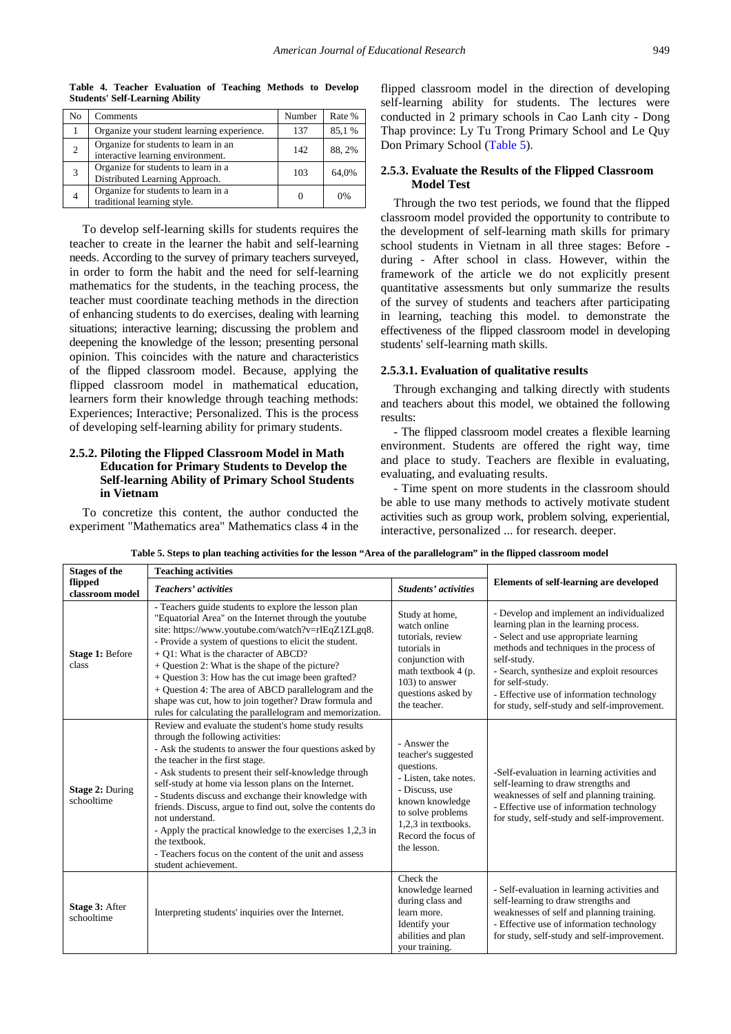**Table 4. Teacher Evaluation of Teaching Methods to Develop Students' Self-Learning Ability**

| No | Comments | Number | Rate % |
|---|---|---|---|
| 1 | Organize your student learning experience. | 137 | 85,1 % |
| 2 | Organize for students to learn in an interactive learning environment. | 142 | 88, 2% |
| 3 | Organize for students to learn in a Distributed Learning Approach. | 103 | 64,0% |
| 4 | Organize for students to learn in a traditional learning style. | 0 | 0% |

To develop self-learning skills for students requires the teacher to create in the learner the habit and self-learning needs. According to the survey of primary teachers surveyed, in order to form the habit and the need for self-learning mathematics for the students, in the teaching process, the teacher must coordinate teaching methods in the direction of enhancing students to do exercises, dealing with learning situations; interactive learning; discussing the problem and deepening the knowledge of the lesson; presenting personal opinion. This coincides with the nature and characteristics of the flipped classroom model. Because, applying the flipped classroom model in mathematical education, learners form their knowledge through teaching methods: Experiences; Interactive; Personalized. This is the process of developing self-learning ability for primary students.

### 2.5.2. Piloting the Flipped Classroom Model in Math Education for Primary Students to Develop the Self-learning Ability of Primary School Students in Vietnam

To concretize this content, the author conducted the experiment "Mathematics area" Mathematics class 4 in the flipped classroom model in the direction of developing self-learning ability for students. The lectures were conducted in 2 primary schools in Cao Lanh city - Dong Thap province: Ly Tu Trong Primary School and Le Quy Don Primary School (Table 5).

### 2.5.3. Evaluate the Results of the Flipped Classroom Model Test

Through the two test periods, we found that the flipped classroom model provided the opportunity to contribute to the development of self-learning math skills for primary school students in Vietnam in all three stages: Before - during - After school in class. However, within the framework of the article we do not explicitly present quantitative assessments but only summarize the results of the survey of students and teachers after participating in learning, teaching this model. to demonstrate the effectiveness of the flipped classroom model in developing students' self-learning math skills.

#### 2.5.3.1. Evaluation of qualitative results

Through exchanging and talking directly with students and teachers about this model, we obtained the following results:

- The flipped classroom model creates a flexible learning environment. Students are offered the right way, time and place to study. Teachers are flexible in evaluating, evaluating, and evaluating results.
- Time spent on more students in the classroom should be able to use many methods to actively motivate student activities such as group work, problem solving, experiential, interactive, personalized ... for research. deeper.

**Table 5. Steps to plan teaching activities for the lesson "Area of the parallelogram" in the flipped classroom model**

| Stages of the flipped classroom model | Teaching activities | | Elements of self-learning are developed |
|---|---|---|---|
| | *Teachers' activities* | *Students' activities* | |
| **Stage 1:** Before class | - Teachers guide students to explore the lesson plan "Equatorial Area" on the Internet through the youtube site: https://www.youtube.com/watch?v=rIEqZ1ZLgq8.<br>- Provide a system of questions to elicit the student.<br>+ Q1: What is the character of ABCD?<br>+ Question 2: What is the shape of the picture?<br>+ Question 3: How has the cut image been grafted?<br>+ Question 4: The area of ABCD parallelogram and the shape was cut, how to join together? Draw formula and rules for calculating the parallelogram and memorization. | Study at home, watch online tutorials, review tutorials in conjunction with math textbook 4 (p. 103) to answer questions asked by the teacher. | - Develop and implement an individualized learning plan in the learning process.<br>- Select and use appropriate learning methods and techniques in the process of self-study.<br>- Search, synthesize and exploit resources for self-study.<br>- Effective use of information technology for study, self-study and self-improvement. |
| **Stage 2:** During schooltime | Review and evaluate the student's home study results through the following activities:<br>- Ask the students to answer the four questions asked by the teacher in the first stage.<br>- Ask students to present their self-knowledge through self-study at home via lesson plans on the Internet.<br>- Students discuss and exchange their knowledge with friends. Discuss, argue to find out, solve the contents do not understand.<br>- Apply the practical knowledge to the exercises 1,2,3 in the textbook.<br>- Teachers focus on the content of the unit and assess student achievement. | - Answer the teacher's suggested questions.<br>- Listen, take notes.<br>- Discuss, use known knowledge to solve problems 1,2,3 in textbooks. Record the focus of the lesson. | -Self-evaluation in learning activities and self-learning to draw strengths and weaknesses of self and planning training.<br>- Effective use of information technology for study, self-study and self-improvement. |
| **Stage 3:** After schooltime | Interpreting students' inquiries over the Internet. | Check the knowledge learned during class and learn more. Identify your abilities and plan your training. | - Self-evaluation in learning activities and self-learning to draw strengths and weaknesses of self and planning training.<br>- Effective use of information technology for study, self-study and self-improvement. |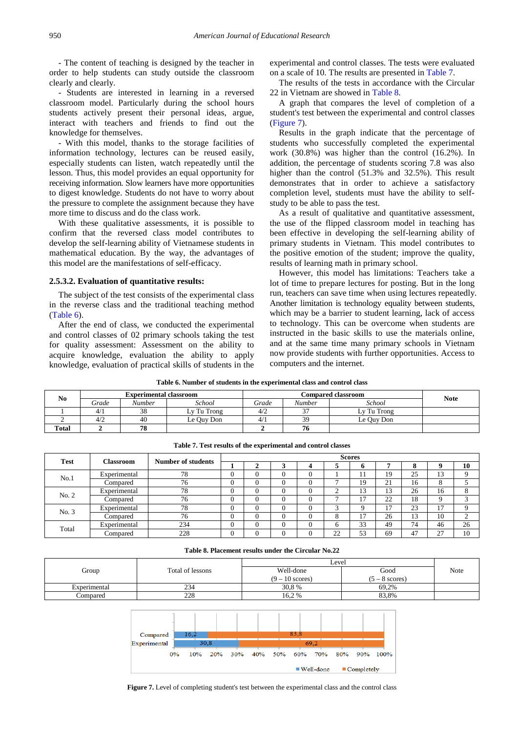- The content of teaching is designed by the teacher in order to help students can study outside the classroom clearly and clearly.

- Students are interested in learning in a reversed classroom model. Particularly during the school hours students actively present their personal ideas, argue, interact with teachers and friends to find out the knowledge for themselves.

- With this model, thanks to the storage facilities of information technology, lectures can be reused easily, especially students can listen, watch repeatedly until the lesson. Thus, this model provides an equal opportunity for receiving information. Slow learners have more opportunities to digest knowledge. Students do not have to worry about the pressure to complete the assignment because they have more time to discuss and do the class work.

With these qualitative assessments, it is possible to confirm that the reversed class model contributes to develop the self-learning ability of Vietnamese students in mathematical education. By the way, the advantages of this model are the manifestations of self-efficacy.

#### 2.5.3.2. Evaluation of quantitative results:

The subject of the test consists of the experimental class in the reverse class and the traditional teaching method (Table 6).

After the end of class, we conducted the experimental and control classes of 02 primary schools taking the test for quality assessment: Assessment on the ability to acquire knowledge, evaluation the ability to apply knowledge, evaluation of practical skills of students in the experimental and control classes. The tests were evaluated on a scale of 10. The results are presented in Table 7.

The results of the tests in accordance with the Circular 22 in Vietnam are showed in Table 8.

A graph that compares the level of completion of a student's test between the experimental and control classes (Figure 7).

Results in the graph indicate that the percentage of students who successfully completed the experimental work (30.8%) was higher than the control (16.2%). In addition, the percentage of students scoring 7.8 was also higher than the control (51.3% and 32.5%). This result demonstrates that in order to achieve a satisfactory completion level, students must have the ability to self-study to be able to pass the test.

As a result of qualitative and quantitative assessment, the use of the flipped classroom model in teaching has been effective in developing the self-learning ability of primary students in Vietnam. This model contributes to the positive emotion of the student; improve the quality, results of learning math in primary school.

However, this model has limitations: Teachers take a lot of time to prepare lectures for posting. But in the long run, teachers can save time when using lectures repeatedly. Another limitation is technology equality between students, which may be a barrier to student learning, lack of access to technology. This can be overcome when students are instructed in the basic skills to use the materials online, and at the same time many primary schools in Vietnam now provide students with further opportunities. Access to computers and the internet.

**Table 6. Number of students in the experimental class and control class**

| No | Experimental classroom | | | Compared classroom | | | Note |
|---|---|---|---|---|---|---|---|
| | *Grade* | *Number* | *School* | *Grade* | *Number* | *School* | |
| 1 | 4/1 | 38 | Ly Tu Trong | 4/2 | 37 | Ly Tu Trong | |
| 2 | 4/2 | 40 | Le Quy Don | 4/1 | 39 | Le Quy Don | |
| **Total** | **2** | **78** | | **2** | **76** | | |

**Table 7. Test results of the experimental and control classes**

| Test | Classroom | Number of students | Scores | | | | | | | | | |
|---|---|---|---|---|---|---|---|---|---|---|---|---|
| | | | 1 | 2 | 3 | 4 | 5 | 6 | 7 | 8 | 9 | 10 |
| No.1 | Experimental | 78 | 0 | 0 | 0 | 0 | 1 | 11 | 19 | 25 | 13 | 9 |
| | Compared | 76 | 0 | 0 | 0 | 0 | 7 | 19 | 21 | 16 | 8 | 5 |
| No. 2 | Experimental | 78 | 0 | 0 | 0 | 0 | 2 | 13 | 13 | 26 | 16 | 8 |
| | Compared | 76 | 0 | 0 | 0 | 0 | 7 | 17 | 22 | 18 | 9 | 3 |
| No. 3 | Experimental | 78 | 0 | 0 | 0 | 0 | 3 | 9 | 17 | 23 | 17 | 9 |
| | Compared | 76 | 0 | 0 | 0 | 0 | 8 | 17 | 26 | 13 | 10 | 2 |
| Total | Experimental | 234 | 0 | 0 | 0 | 0 | 6 | 33 | 49 | 74 | 46 | 26 |
| | Compared | 228 | 0 | 0 | 0 | 0 | 22 | 53 | 69 | 47 | 27 | 10 |

**Table 8. Placement results under the Circular No.22**

| Group | Total of lessons | Level | | Note |
|---|---|---|---|---|
| | | Well-done (9 – 10 scores) | Good (5 – 8 scores) | |
| Experimental | 234 | 30,8 % | 69,2% | |
| Compared | 228 | 16,2 % | 83,8% | |

**Figure 7.** Level of completing student's test between the experimental class and the control class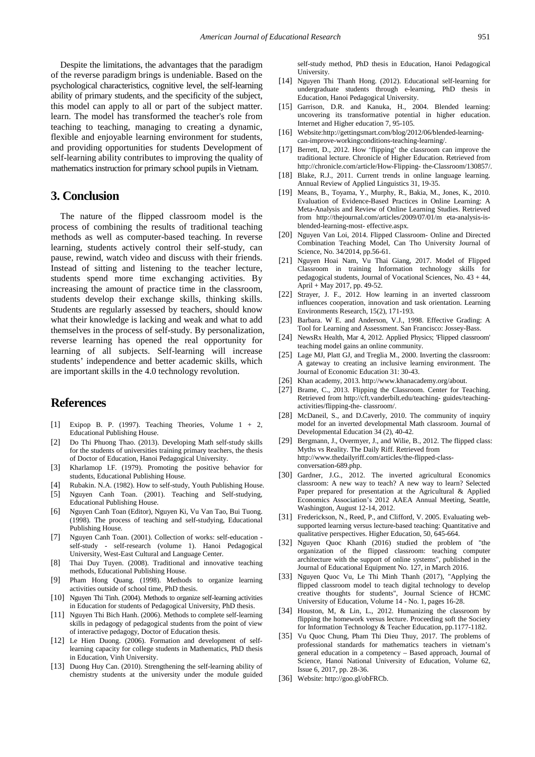Despite the limitations, the advantages that the paradigm of the reverse paradigm brings is undeniable. Based on the psychological characteristics, cognitive level, the self-learning ability of primary students, and the specificity of the subject, this model can apply to all or part of the subject matter. learn. The model has transformed the teacher's role from teaching to teaching, managing to creating a dynamic, flexible and enjoyable learning environment for students, and providing opportunities for students Development of self-learning ability contributes to improving the quality of mathematics instruction for primary school pupils in Vietnam.

## 3. Conclusion

The nature of the flipped classroom model is the process of combining the results of traditional teaching methods as well as computer-based teaching. In reverse learning, students actively control their self-study, can pause, rewind, watch video and discuss with their friends. Instead of sitting and listening to the teacher lecture, students spend more time exchanging activities. By increasing the amount of practice time in the classroom, students develop their exchange skills, thinking skills. Students are regularly assessed by teachers, should know what their knowledge is lacking and weak and what to add themselves in the process of self-study. By personalization, reverse learning has opened the real opportunity for learning of all subjects. Self-learning will increase students' independence and better academic skills, which are important skills in the 4.0 technology revolution.

## References

[1] Exipop B. P. (1997). Teaching Theories, Volume 1 + 2, Educational Publishing House.

[2] Do Thi Phuong Thao. (2013). Developing Math self-study skills for the students of universities training primary teachers, the thesis of Doctor of Education, Hanoi Pedagogical University.

[3] Kharlamop I.F. (1979). Promoting the positive behavior for students, Educational Publishing House.

[4] Rubakin. N.A. (1982). How to self-study, Youth Publishing House.

[5] Nguyen Canh Toan. (2001). Teaching and Self-studying, Educational Publishing House.

[6] Nguyen Canh Toan (Editor), Nguyen Ki, Vu Van Tao, Bui Tuong. (1998). The process of teaching and self-studying, Educational Publishing House.

[7] Nguyen Canh Toan. (2001). Collection of works: self-education - self-study - self-research (volume 1). Hanoi Pedagogical University, West-East Cultural and Language Center.

[8] Thai Duy Tuyen. (2008). Traditional and innovative teaching methods, Educational Publishing House.

[9] Pham Hong Quang. (1998). Methods to organize learning activities outside of school time, PhD thesis.

[10] Nguyen Thi Tinh. (2004). Methods to organize self-learning activities in Education for students of Pedagogical University, PhD thesis.

[11] Nguyen Thi Bich Hanh. (2006). Methods to complete self-learning skills in pedagogy of pedagogical students from the point of view of interactive pedagogy, Doctor of Education thesis.

[12] Le Hien Duong. (2006). Formation and development of self-learning capacity for college students in Mathematics, PhD thesis in Education, Vinh University.

[13] Duong Huy Can. (2010). Strengthening the self-learning ability of chemistry students at the university under the module guided self-study method, PhD thesis in Education, Hanoi Pedagogical University.

[14] Nguyen Thi Thanh Hong. (2012). Educational self-learning for undergraduate students through e-learning, PhD thesis in Education, Hanoi Pedagogical University.

[15] Garrison, D.R. and Kanuka, H., 2004. Blended learning: uncovering its transformative potential in higher education. Internet and Higher education 7, 95-105.

[16] Website:http://gettingsmart.com/blog/2012/06/blended-learning-can-improve-workingconditions-teaching-learning/.

[17] Berrett, D., 2012. How 'flipping' the classroom can improve the traditional lecture. Chronicle of Higher Education. Retrieved from http://chronicle.com/article/How-Flipping- the-Classroom/130857/.

[18] Blake, R.J., 2011. Current trends in online language learning. Annual Review of Applied Linguistics 31, 19-35.

[19] Means, B., Toyama, Y., Murphy, R., Bakia, M., Jones, K., 2010. Evaluation of Evidence-Based Practices in Online Learning: A Meta-Analysis and Review of Online Learning Studies. Retrieved from http://thejournal.com/articles/2009/07/01/m eta-analysis-is-blended-learning-most- effective.aspx.

[20] Nguyen Van Loi, 2014. Flipped Classroom- Online and Directed Combination Teaching Model, Can Tho University Journal of Science, No. 34/2014, pp.56-61.

[21] Nguyen Hoai Nam, Vu Thai Giang, 2017. Model of Flipped Classroom in training Information technology skills for pedagogical students, Journal of Vocational Sciences, No. 43 + 44, April + May 2017, pp. 49-52.

[22] Strayer, J. F., 2012. How learning in an inverted classroom influences cooperation, innovation and task orientation. Learning Environments Research, 15(2), 171-193.

[23] Barbara. W E. and Anderson, V.J., 1998. Effective Grading: A Tool for Learning and Assessment. San Francisco: Jossey-Bass.

[24] NewsRx Health, Mar 4, 2012. Applied Physics; 'Flipped classroom' teaching model gains an online community.

[25] Lage MJ, Platt GJ, and Treglia M., 2000. Inverting the classroom: A gateway to creating an inclusive learning environment. The Journal of Economic Education 31: 30-43.

[26] Khan academy, 2013. http://www.khanacademy.org/about.

[27] Brame, C., 2013. Flipping the Classroom. Center for Teaching. Retrieved from http://cft.vanderbilt.edu/teaching- guides/teaching-activities/flipping-the- classroom/.

[28] McDaneil, S., and D.Caverly, 2010. The community of inquiry model for an inverted developmental Math classroom. Journal of Developmental Education 34 (2), 40-42.

[29] Bergmann, J., Overmyer, J., and Wilie, B., 2012. The flipped class: Myths vs Reality. The Daily Riff. Retrieved from http://www.thedailyriff.com/articles/the-flipped-class-conversation-689.php.

[30] Gardner, J.G., 2012. The inverted agricultural Economics classroom: A new way to teach? A new way to learn? Selected Paper prepared for presentation at the Agricultural & Applied Economics Association's 2012 AAEA Annual Meeting, Seattle, Washington, August 12-14, 2012.

[31] Frederickson, N., Reed, P., and Clifford, V. 2005. Evaluating web-supported learning versus lecture-based teaching: Quantitative and qualitative perspectives. Higher Education, 50, 645-664.

[32] Nguyen Quoc Khanh (2016) studied the problem of "the organization of the flipped classroom: teaching computer architecture with the support of online systems", published in the Journal of Educational Equipment No. 127, in March 2016.

[33] Nguyen Quoc Vu, Le Thi Minh Thanh (2017), "Applying the flipped classroom model to teach digital technology to develop creative thoughts for students", Journal Science of HCMC University of Education, Volume 14 - No. 1, pages 16-28.

[34] Houston, M, & Lin, L., 2012. Humanizing the classroom by flipping the homework versus lecture. Proceeding soft the Society for Information Technology & Teacher Education, pp.1177-1182.

[35] Vu Quoc Chung, Pham Thi Dieu Thuy, 2017. The problems of professional standards for mathematics teachers in vietnam's general education in a competency – Based approach, Journal of Science, Hanoi National University of Education, Volume 62, Issue 6, 2017, pp. 28-36.

[36] Website: http://goo.gl/obFRCb.